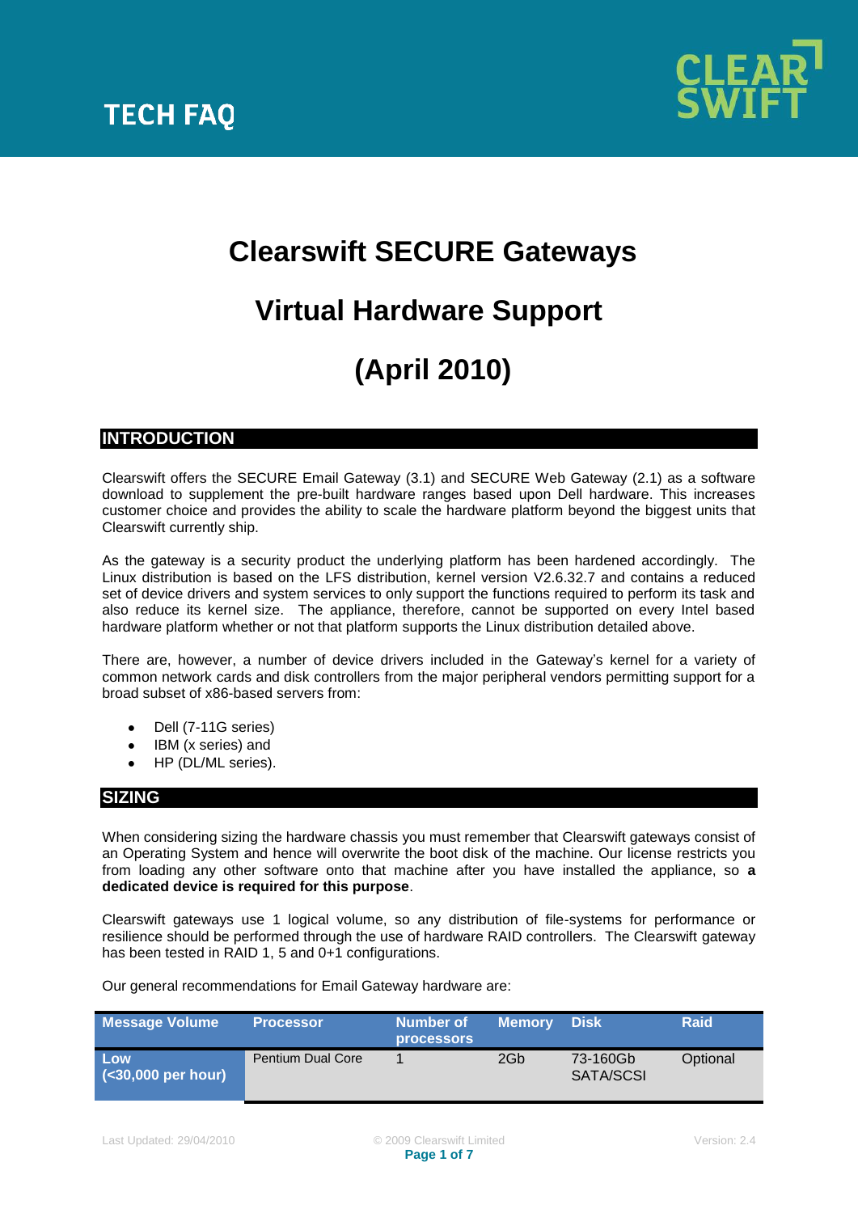TECH FAQ

# Clearswift SECURE Gateways

# Virtual Hardware Support

# (April 2010)

## INTRODUCTION

Clearswift offers the SECURE Email Gateway (3.1) and SECURE Web Gateway (2.1) as a software download to supplement the pre-built hardware ranges based upon Dell hardware. This increases customer choice and provides the ability to scale the hardware platform beyond the biggest units that Clearswift currently ship.

As the gateway is a security product the underlying platform has been hardened accordingly. The Linux distribution is based on the LFS distribution, kernel version V2.6.32.7 and contains a reduced set of device drivers and system services to only support the functions required to perform its task and also reduce its kernel size. The appliance, therefore, cannot be supported on every Intel based hardware platform whether or not that platform supports the Linux distribution detailed above.

There are, however, a number of device drivers included in the Gateway's kernel for a variety of common network cards and disk controllers from the major peripheral vendors permitting support for a broad subset of x86-based servers from:

- Dell (7-11G series)
- IBM (x series) and
- HP (DL/ML series).

## SIZING

When considering sizing the hardware chassis you must remember that Clearswift gateways consist of an Operating System and hence will overwrite the boot disk of the machine. Our license restricts you from loading any other software onto that machine after you have installed the appliance, so **a dedicated device is required for this purpose**.

Clearswift gateways use 1 logical volume, so any distribution of file-systems for performance or resilience should be performed through the use of hardware RAID controllers. The Clearswift gateway has been tested in RAID 1, 5 and 0+1 configurations.

Our general recommendations for Email Gateway hardware are:

| Message Volume | Processor | Number of processors | Memory | Disk | Raid |
|---|---|---|---|---|---|
| **Low (<30,000 per hour)** | Pentium Dual Core | 1 | 2Gb | 73-160Gb SATA/SCSI | Optional |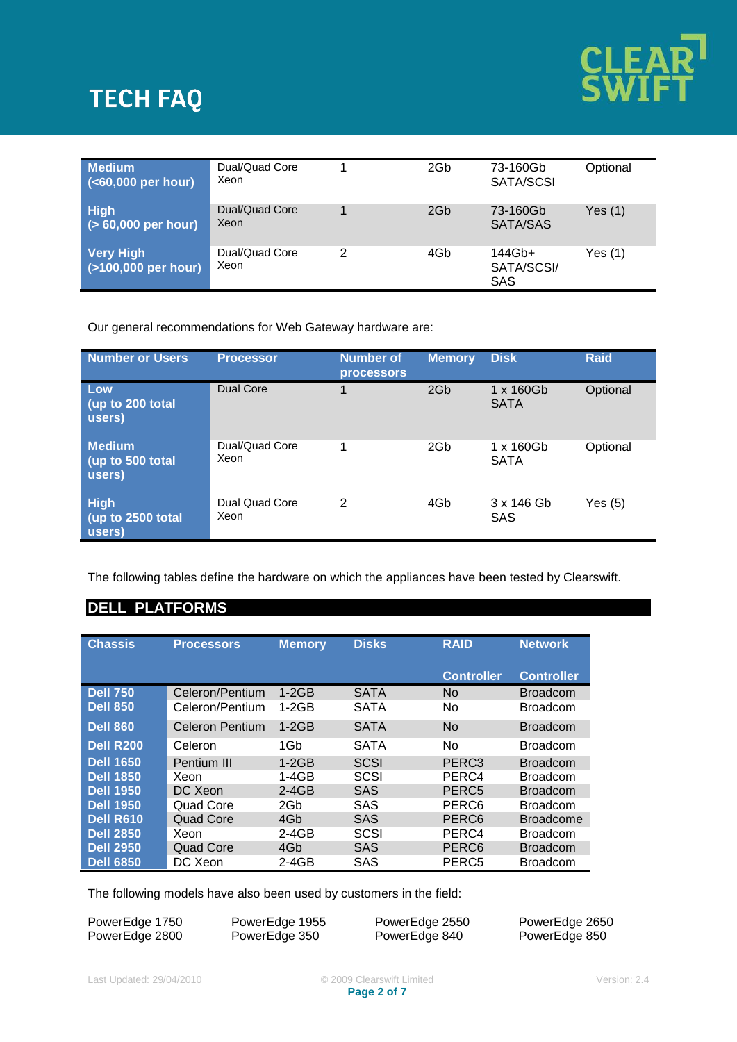| | | | | | |
|---|---|---|---|---|---|
| **Medium (<60,000 per hour)** | Dual/Quad Core Xeon | 1 | 2Gb | 73-160Gb SATA/SCSI | Optional |
| **High (> 60,000 per hour)** | Dual/Quad Core Xeon | 1 | 2Gb | 73-160Gb SATA/SAS | Yes (1) |
| **Very High (>100,000 per hour)** | Dual/Quad Core Xeon | 2 | 4Gb | 144Gb+ SATA/SCSI/ SAS | Yes (1) |

Our general recommendations for Web Gateway hardware are:

| Number or Users | Processor | Number of processors | Memory | Disk | Raid |
|---|---|---|---|---|---|
| **Low (up to 200 total users)** | Dual Core | 1 | 2Gb | 1 x 160Gb SATA | Optional |
| **Medium (up to 500 total users)** | Dual/Quad Core Xeon | 1 | 2Gb | 1 x 160Gb SATA | Optional |
| **High (up to 2500 total users)** | Dual Quad Core Xeon | 2 | 4Gb | 3 x 146 Gb SAS | Yes (5) |

The following tables define the hardware on which the appliances have been tested by Clearswift.

## DELL PLATFORMS

| Chassis | Processors | Memory | Disks | RAID Controller | Network Controller |
|---|---|---|---|---|---|
| **Dell 750** | Celeron/Pentium | 1-2GB | SATA | No | Broadcom |
| **Dell 850** | Celeron/Pentium | 1-2GB | SATA | No | Broadcom |
| **Dell 860** | Celeron Pentium | 1-2GB | SATA | No | Broadcom |
| **Dell R200** | Celeron | 1Gb | SATA | No | Broadcom |
| **Dell 1650** | Pentium III | 1-2GB | SCSI | PERC3 | Broadcom |
| **Dell 1850** | Xeon | 1-4GB | SCSI | PERC4 | Broadcom |
| **Dell 1950** | DC Xeon | 2-4GB | SAS | PERC5 | Broadcom |
| **Dell 1950** | Quad Core | 2Gb | SAS | PERC6 | Broadcom |
| **Dell R610** | Quad Core | 4Gb | SAS | PERC6 | Broadcome |
| **Dell 2850** | Xeon | 2-4GB | SCSI | PERC4 | Broadcom |
| **Dell 2950** | Quad Core | 4Gb | SAS | PERC6 | Broadcom |
| **Dell 6850** | DC Xeon | 2-4GB | SAS | PERC5 | Broadcom |

The following models have also been used by customers in the field:

PowerEdge 1750
PowerEdge 2800
PowerEdge 1955
PowerEdge 350
PowerEdge 2550
PowerEdge 840
PowerEdge 2650
PowerEdge 850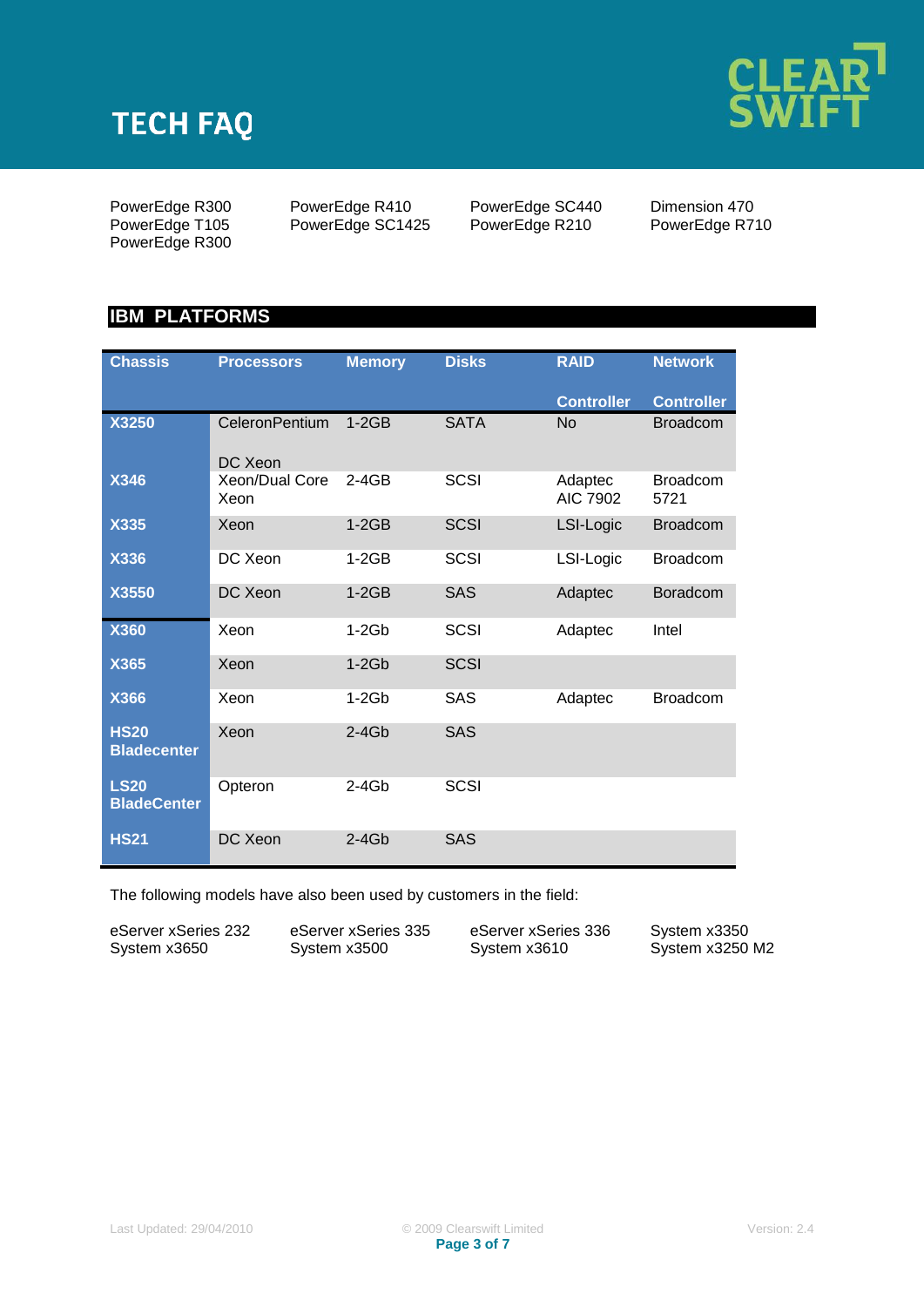PowerEdge R300
PowerEdge T105
PowerEdge R300

PowerEdge R410
PowerEdge SC1425

PowerEdge SC440
PowerEdge R210

Dimension 470
PowerEdge R710

## IBM PLATFORMS

| Chassis | Processors | Memory | Disks | RAID Controller | Network Controller |
|---|---|---|---|---|---|
| X3250 | CeleronPentium DC Xeon | 1-2GB | SATA | No | Broadcom |
| X346 | Xeon/Dual Core Xeon | 2-4GB | SCSI | Adaptec AIC 7902 | Broadcom 5721 |
| X335 | Xeon | 1-2GB | SCSI | LSI-Logic | Broadcom |
| X336 | DC Xeon | 1-2GB | SCSI | LSI-Logic | Broadcom |
| X3550 | DC Xeon | 1-2GB | SAS | Adaptec | Boradcom |
| X360 | Xeon | 1-2Gb | SCSI | Adaptec | Intel |
| X365 | Xeon | 1-2Gb | SCSI | | |
| X366 | Xeon | 1-2Gb | SAS | Adaptec | Broadcom |
| HS20 Bladecenter | Xeon | 2-4Gb | SAS | | |
| LS20 BladeCenter | Opteron | 2-4Gb | SCSI | | |
| HS21 | DC Xeon | 2-4Gb | SAS | | |

The following models have also been used by customers in the field:

eServer xSeries 232
System x3650

eServer xSeries 335
System x3500

eServer xSeries 336
System x3610

System x3350
System x3250 M2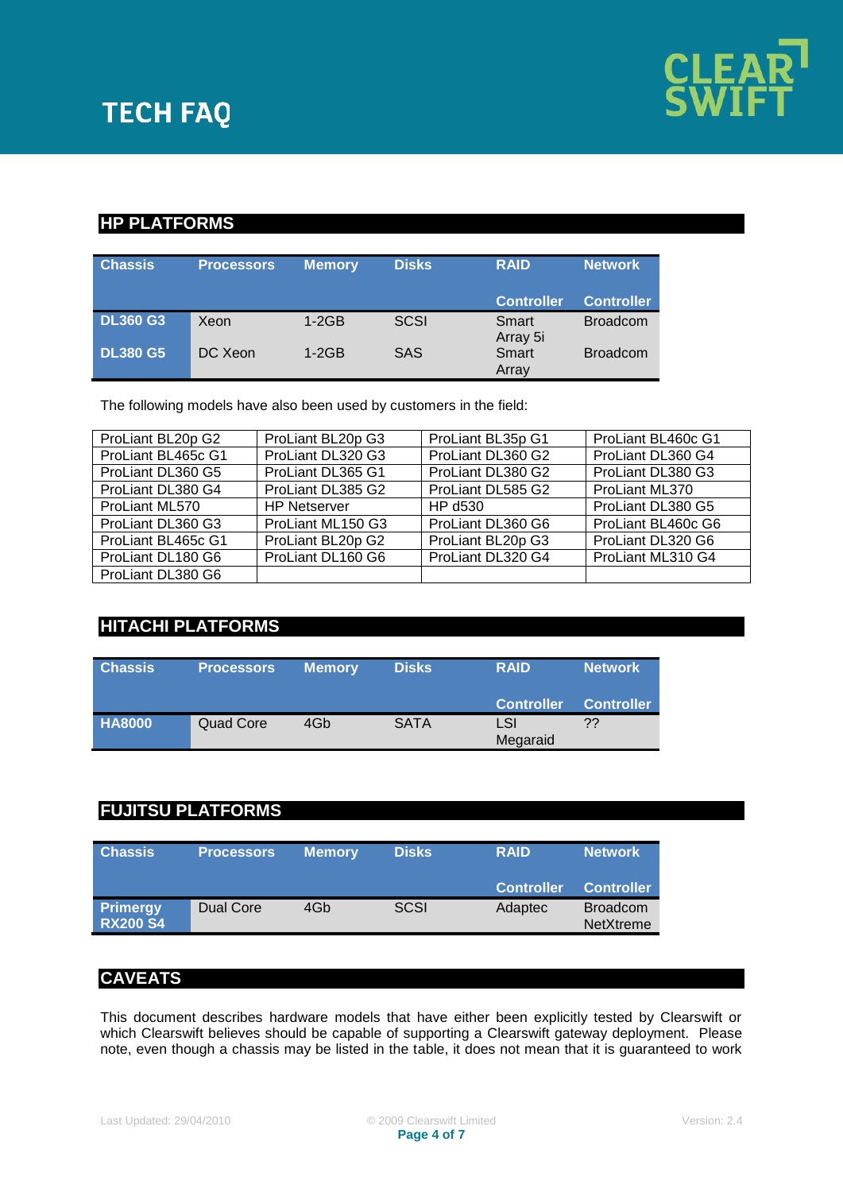## HP PLATFORMS

| Chassis | Processors | Memory | Disks | RAID Controller | Network Controller |
|---|---|---|---|---|---|
| **DL360 G3** | Xeon | 1-2GB | SCSI | Smart Array 5i | Broadcom |
| **DL380 G5** | DC Xeon | 1-2GB | SAS | Smart Array | Broadcom |

The following models have also been used by customers in the field:

| | | | |
|---|---|---|---|
| ProLiant BL20p G2 | ProLiant BL20p G3 | ProLiant BL35p G1 | ProLiant BL460c G1 |
| ProLiant BL465c G1 | ProLiant DL320 G3 | ProLiant DL360 G2 | ProLiant DL360 G4 |
| ProLiant DL360 G5 | ProLiant DL365 G1 | ProLiant DL380 G2 | ProLiant DL380 G3 |
| ProLiant DL380 G4 | ProLiant DL385 G2 | ProLiant DL585 G2 | ProLiant ML370 |
| ProLiant ML570 | HP Netserver | HP d530 | ProLiant DL380 G5 |
| ProLiant DL360 G3 | ProLiant ML150 G3 | ProLiant DL360 G6 | ProLiant BL460c G6 |
| ProLiant BL465c G1 | ProLiant BL20p G2 | ProLiant BL20p G3 | ProLiant DL320 G6 |
| ProLiant DL180 G6 | ProLiant DL160 G6 | ProLiant DL320 G4 | ProLiant ML310 G4 |
| ProLiant DL380 G6 | | | |

## HITACHI PLATFORMS

| Chassis | Processors | Memory | Disks | RAID Controller | Network Controller |
|---|---|---|---|---|---|
| **HA8000** | Quad Core | 4Gb | SATA | LSI Megaraid | ?? |

## FUJITSU PLATFORMS

| Chassis | Processors | Memory | Disks | RAID Controller | Network Controller |
|---|---|---|---|---|---|
| **Primergy RX200 S4** | Dual Core | 4Gb | SCSI | Adaptec | Broadcom NetXtreme |

## CAVEATS

This document describes hardware models that have either been explicitly tested by Clearswift or which Clearswift believes should be capable of supporting a Clearswift gateway deployment. Please note, even though a chassis may be listed in the table, it does not mean that it is guaranteed to work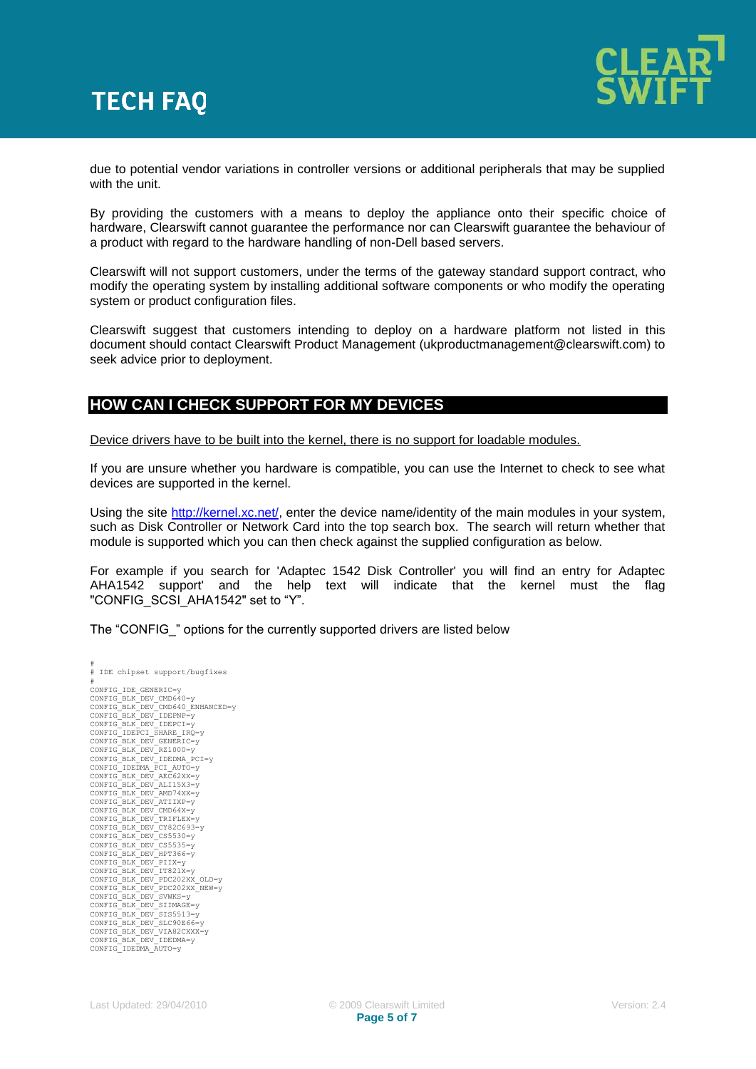due to potential vendor variations in controller versions or additional peripherals that may be supplied with the unit.

By providing the customers with a means to deploy the appliance onto their specific choice of hardware, Clearswift cannot guarantee the performance nor can Clearswift guarantee the behaviour of a product with regard to the hardware handling of non-Dell based servers.

Clearswift will not support customers, under the terms of the gateway standard support contract, who modify the operating system by installing additional software components or who modify the operating system or product configuration files.

Clearswift suggest that customers intending to deploy on a hardware platform not listed in this document should contact Clearswift Product Management (ukproductmanagement@clearswift.com) to seek advice prior to deployment.

## HOW CAN I CHECK SUPPORT FOR MY DEVICES

Device drivers have to be built into the kernel, there is no support for loadable modules.

If you are unsure whether you hardware is compatible, you can use the Internet to check to see what devices are supported in the kernel.

Using the site [http://kernel.xc.net/](http://kernel.xc.net/), enter the device name/identity of the main modules in your system, such as Disk Controller or Network Card into the top search box. The search will return whether that module is supported which you can then check against the supplied configuration as below.

For example if you search for 'Adaptec 1542 Disk Controller' you will find an entry for Adaptec AHA1542 support' and the help text will indicate that the kernel must the flag "CONFIG_SCSI_AHA1542" set to "Y".

The "CONFIG_" options for the currently supported drivers are listed below

```
#
# IDE chipset support/bugfixes
#
CONFIG_IDE_GENERIC=y
CONFIG_BLK_DEV_CMD640=y
CONFIG_BLK_DEV_CMD640_ENHANCED=y
CONFIG_BLK_DEV_IDEPNP=y
CONFIG_BLK_DEV_IDEPCI=y
CONFIG_IDEPCI_SHARE_IRQ=y
CONFIG_BLK_DEV_GENERIC=y
CONFIG_BLK_DEV_RZ1000=y
CONFIG_BLK_DEV_IDEDMA_PCI=y
CONFIG_IDEDMA_PCI_AUTO=y
CONFIG_BLK_DEV_AEC62XX=y
CONFIG_BLK_DEV_ALI15X3=y
CONFIG_BLK_DEV_AMD74XX=y
CONFIG_BLK_DEV_ATIIXP=y
CONFIG_BLK_DEV_CMD64X=y
CONFIG_BLK_DEV_TRIFLEX=y
CONFIG_BLK_DEV_CY82C693=y
CONFIG_BLK_DEV_CS5530=y
CONFIG_BLK_DEV_CS5535=y
CONFIG_BLK_DEV_HPT366=y
CONFIG_BLK_DEV_PIIX=y
CONFIG_BLK_DEV_IT821X=y
CONFIG_BLK_DEV_PDC202XX_OLD=y
CONFIG_BLK_DEV_PDC202XX_NEW=y
CONFIG_BLK_DEV_SVWKS=y
CONFIG_BLK_DEV_SIIMAGE=y
CONFIG_BLK_DEV_SIS5513=y
CONFIG_BLK_DEV_SLC90E66=y
CONFIG_BLK_DEV_VIA82CXXX=y
CONFIG_BLK_DEV_IDEDMA=y
CONFIG_IDEDMA_AUTO=y
```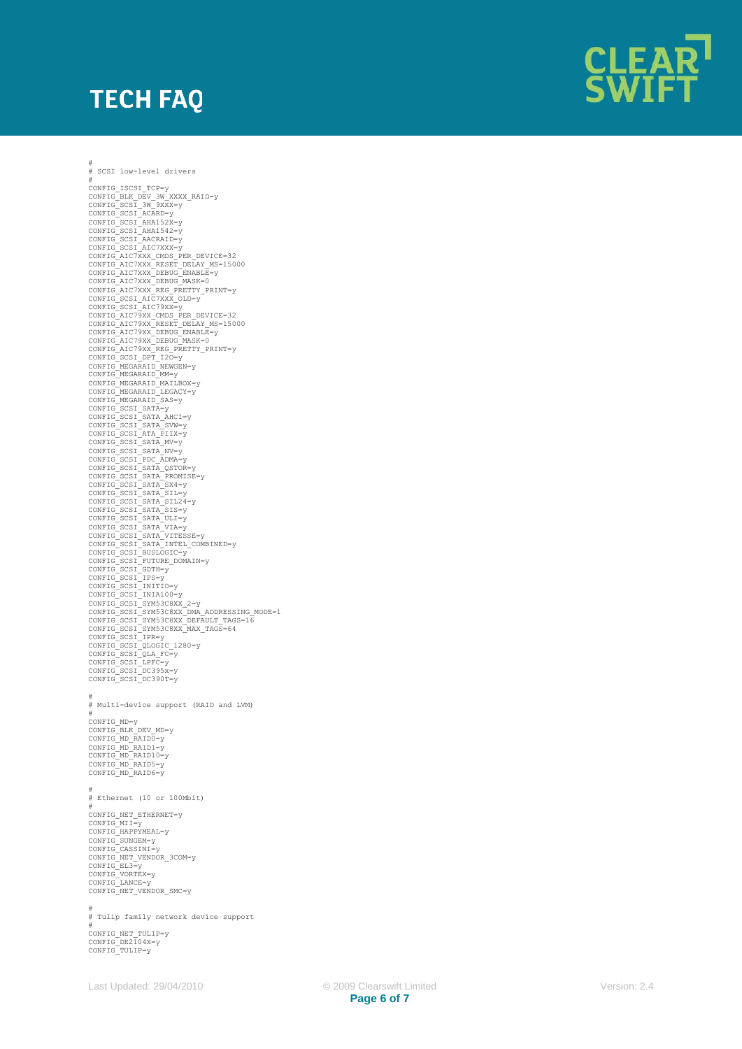```
#
# SCSI low-level drivers
#
CONFIG_ISCSI_TCP=y
CONFIG_BLK_DEV_3W_XXXX_RAID=y
CONFIG_SCSI_3W_9XXX=y
CONFIG_SCSI_ACARD=y
CONFIG_SCSI_AHA152X=y
CONFIG_SCSI_AHA1542=y
CONFIG_SCSI_AACRAID=y
CONFIG_SCSI_AIC7XXX=y
CONFIG_AIC7XXX_CMDS_PER_DEVICE=32
CONFIG_AIC7XXX_RESET_DELAY_MS=15000
CONFIG_AIC7XXX_DEBUG_ENABLE=y
CONFIG_AIC7XXX_DEBUG_MASK=0
CONFIG_AIC7XXX_REG_PRETTY_PRINT=y
CONFIG_SCSI_AIC7XXX_OLD=y
CONFIG_SCSI_AIC79XX=y
CONFIG_AIC79XX_CMDS_PER_DEVICE=32
CONFIG_AIC79XX_RESET_DELAY_MS=15000
CONFIG_AIC79XX_DEBUG_ENABLE=y
CONFIG_AIC79XX_DEBUG_MASK=0
CONFIG_AIC79XX_REG_PRETTY_PRINT=y
CONFIG_SCSI_DPT_I2O=y
CONFIG_MEGARAID_NEWGEN=y
CONFIG_MEGARAID_MM=y
CONFIG_MEGARAID_MAILBOX=y
CONFIG_MEGARAID_LEGACY=y
CONFIG_MEGARAID_SAS=y
CONFIG_SCSI_SATA=y
CONFIG_SCSI_SATA_AHCI=y
CONFIG_SCSI_SATA_SVW=y
CONFIG_SCSI_ATA_PIIX=y
CONFIG_SCSI_SATA_MV=y
CONFIG_SCSI_SATA_NV=y
CONFIG_SCSI_PDC_ADMA=y
CONFIG_SCSI_SATA_QSTOR=y
CONFIG_SCSI_SATA_PROMISE=y
CONFIG_SCSI_SATA_SX4=y
CONFIG_SCSI_SATA_SIL=y
CONFIG_SCSI_SATA_SIL24=y
CONFIG_SCSI_SATA_SIS=y
CONFIG_SCSI_SATA_ULI=y
CONFIG_SCSI_SATA_VIA=y
CONFIG_SCSI_SATA_VITESSE=y
CONFIG_SCSI_SATA_INTEL_COMBINED=y
CONFIG_SCSI_BUSLOGIC=y
CONFIG_SCSI_FUTURE_DOMAIN=y
CONFIG_SCSI_GDTH=y
CONFIG_SCSI_IPS=y
CONFIG_SCSI_INITIO=y
CONFIG_SCSI_INIA100=y
CONFIG_SCSI_SYM53C8XX_2=y
CONFIG_SCSI_SYM53C8XX_DMA_ADDRESSING_MODE=1
CONFIG_SCSI_SYM53C8XX_DEFAULT_TAGS=16
CONFIG_SCSI_SYM53C8XX_MAX_TAGS=64
CONFIG_SCSI_IPR=y
CONFIG_SCSI_QLOGIC_1280=y
CONFIG_SCSI_QLA_FC=y
CONFIG_SCSI_LPFC=y
CONFIG_SCSI_DC395x=y
CONFIG_SCSI_DC390T=y

#
# Multi-device support (RAID and LVM)
#
CONFIG_MD=y
CONFIG_BLK_DEV_MD=y
CONFIG_MD_RAID0=y
CONFIG_MD_RAID1=y
CONFIG_MD_RAID10=y
CONFIG_MD_RAID5=y
CONFIG_MD_RAID6=y

#
# Ethernet (10 or 100Mbit)
#
CONFIG_NET_ETHERNET=y
CONFIG_MII=y
CONFIG_HAPPYMEAL=y
CONFIG_SUNGEM=y
CONFIG_CASSINI=y
CONFIG_NET_VENDOR_3COM=y
CONFIG_EL3=y
CONFIG_VORTEX=y
CONFIG_LANCE=y
CONFIG_NET_VENDOR_SMC=y

#
# Tulip family network device support
#
CONFIG_NET_TULIP=y
CONFIG_DE2104X=y
CONFIG_TULIP=y
```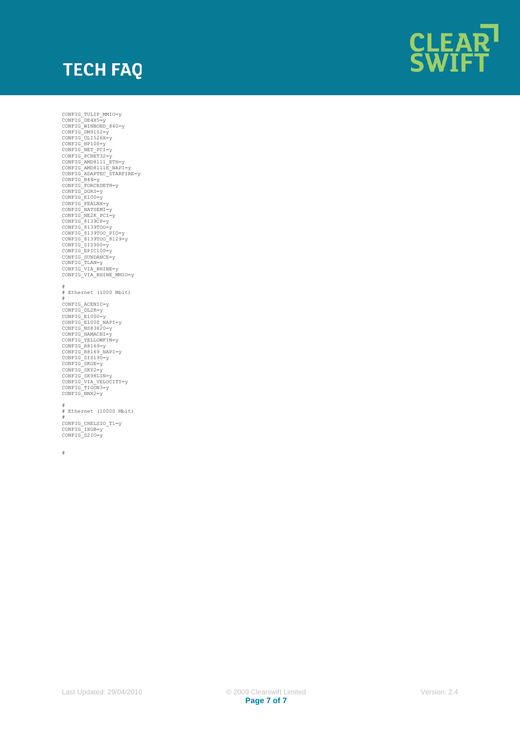```
CONFIG_TULIP_MMIO=y
CONFIG_DE4X5=y
CONFIG_WINBOND_840=y
CONFIG_DM9102=y
CONFIG_ULI526X=y
CONFIG_HP100=y
CONFIG_NET_PCI=y
CONFIG_PCNET32=y
CONFIG_AMD8111_ETH=y
CONFIG_AMD8111E_NAPI=y
CONFIG_ADAPTEC_STARFIRE=y
CONFIG_B44=y
CONFIG_FORCEDETH=y
CONFIG_DGRS=y
CONFIG_E100=y
CONFIG_FEALNX=y
CONFIG_NATSEMI=y
CONFIG_NE2K_PCI=y
CONFIG_8139CP=y
CONFIG_8139TOO=y
CONFIG_8139TOO_PIO=y
CONFIG_8139TOO_8129=y
CONFIG_SIS900=y
CONFIG_EPIC100=y
CONFIG_SUNDANCE=y
CONFIG_TLAN=y
CONFIG_VIA_RHINE=y
CONFIG_VIA_RHINE_MMIO=y

#
# Ethernet (1000 Mbit)
#
CONFIG_ACENIC=y
CONFIG_DL2K=y
CONFIG_E1000=y
CONFIG_E1000_NAPI=y
CONFIG_NS83820=y
CONFIG_HAMACHI=y
CONFIG_YELLOWFIN=y
CONFIG_R8169=y
CONFIG_R8169_NAPI=y
CONFIG_SIS190=y
CONFIG_SKGE=y
CONFIG_SKY2=y
CONFIG_SK98LIN=y
CONFIG_VIA_VELOCITY=y
CONFIG_TIGON3=y
CONFIG_BNX2=y

#
# Ethernet (10000 Mbit)
#
CONFIG_CHELSIO_T1=y
CONFIG_IXGB=y
CONFIG_S2IO=y

#
```